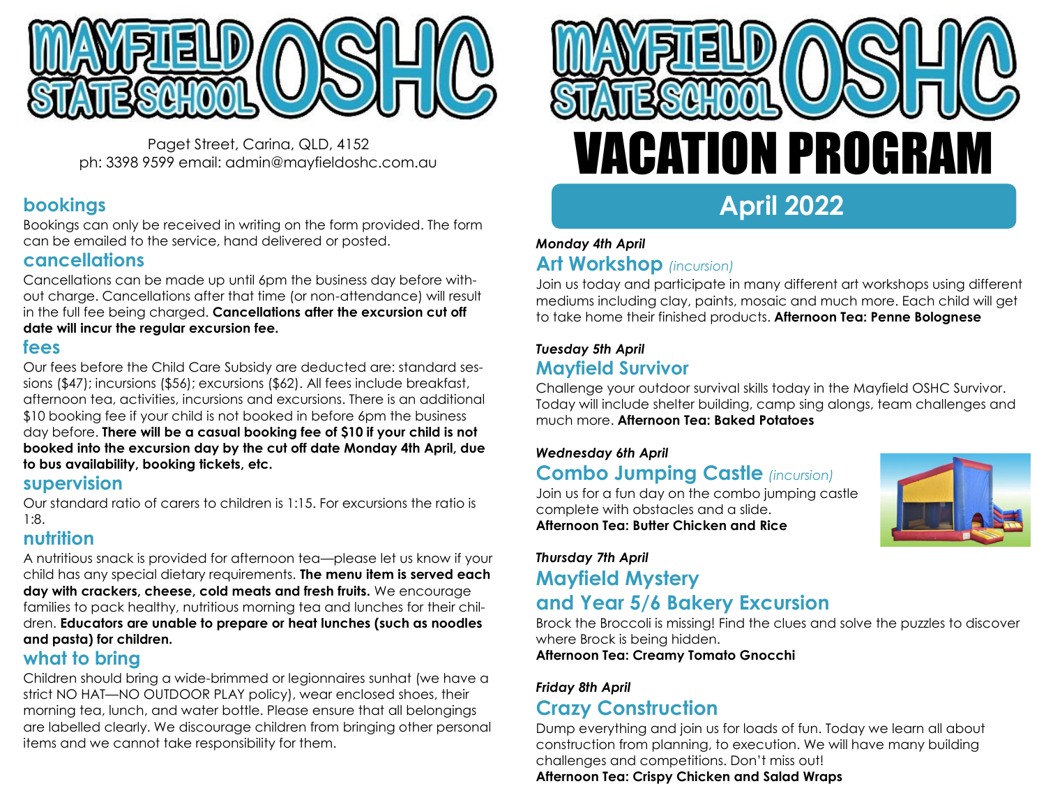# MAYFIELD STATE SCHOOL OSHC

Paget Street, Carina, QLD, 4152
ph: 3398 9599 email: admin@mayfieldoshc.com.au

## bookings

Bookings can only be received in writing on the form provided. The form can be emailed to the service, hand delivered or posted.

## cancellations

Cancellations can be made up until 6pm the business day before without charge. Cancellations after that time (or non-attendance) will result in the full fee being charged. **Cancellations after the excursion cut off date will incur the regular excursion fee.**

## fees

Our fees before the Child Care Subsidy are deducted are: standard sessions ($47); incursions ($56); excursions ($62). All fees include breakfast, afternoon tea, activities, incursions and excursions. There is an additional $10 booking fee if your child is not booked in before 6pm the business day before. **There will be a casual booking fee of $10 if your child is not booked into the excursion day by the cut off date Monday 4th April, due to bus availability, booking tickets, etc.**

## supervision

Our standard ratio of carers to children is 1:15. For excursions the ratio is 1:8.

## nutrition

A nutritious snack is provided for afternoon tea—please let us know if your child has any special dietary requirements. **The menu item is served each day with crackers, cheese, cold meats and fresh fruits.** We encourage families to pack healthy, nutritious morning tea and lunches for their children. **Educators are unable to prepare or heat lunches (such as noodles and pasta) for children.**

## what to bring

Children should bring a wide-brimmed or legionnaires sunhat (we have a strict NO HAT—NO OUTDOOR PLAY policy), wear enclosed shoes, their morning tea, lunch, and water bottle. Please ensure that all belongings are labelled clearly. We discourage children from bringing other personal items and we cannot take responsibility for them.

# MAYFIELD STATE SCHOOL OSHC VACATION PROGRAM

## April 2022

***Monday 4th April***

### Art Workshop *(incursion)*

Join us today and participate in many different art workshops using different mediums including clay, paints, mosaic and much more. Each child will get to take home their finished products. **Afternoon Tea: Penne Bolognese**

***Tuesday 5th April***

### Mayfield Survivor

Challenge your outdoor survival skills today in the Mayfield OSHC Survivor. Today will include shelter building, camp sing alongs, team challenges and much more. **Afternoon Tea: Baked Potatoes**

***Wednesday 6th April***

### Combo Jumping Castle *(incursion)*

Join us for a fun day on the combo jumping castle complete with obstacles and a slide.
**Afternoon Tea: Butter Chicken and Rice**

***Thursday 7th April***

### Mayfield Mystery and Year 5/6 Bakery Excursion

Brock the Broccoli is missing! Find the clues and solve the puzzles to discover where Brock is being hidden.
**Afternoon Tea: Creamy Tomato Gnocchi**

***Friday 8th April***

### Crazy Construction

Dump everything and join us for loads of fun. Today we learn all about construction from planning, to execution. We will have many building challenges and competitions. Don't miss out!
**Afternoon Tea: Crispy Chicken and Salad Wraps**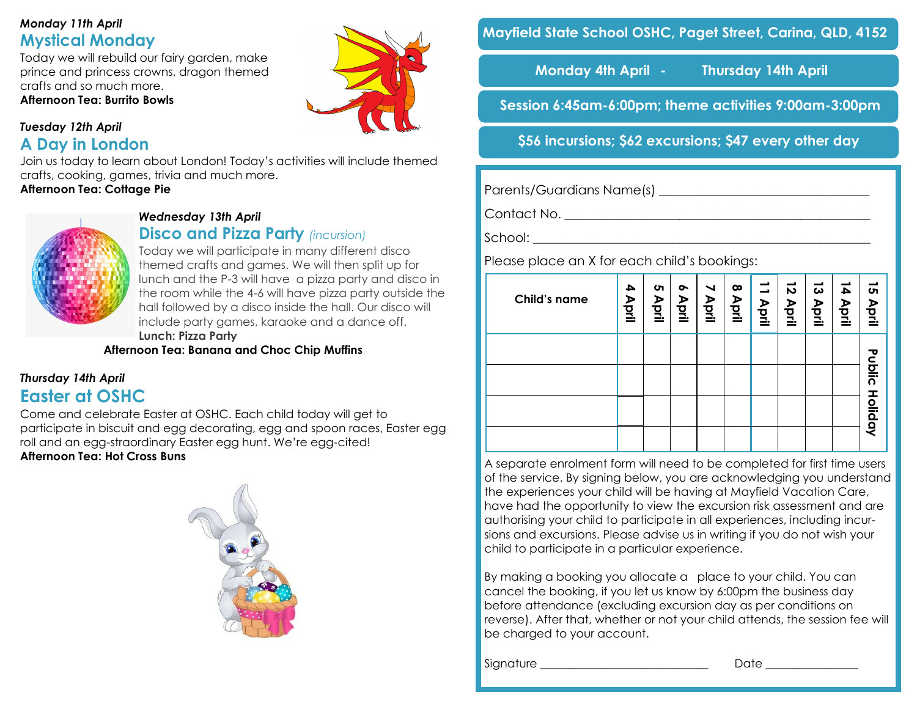*Monday 11th April*

## Mystical Monday

Today we will rebuild our fairy garden, make prince and princess crowns, dragon themed crafts and so much more.

**Afternoon Tea: Burrito Bowls**

*Tuesday 12th April*

## A Day in London

Join us today to learn about London! Today's activities will include themed crafts, cooking, games, trivia and much more.

**Afternoon Tea: Cottage Pie**

*Wednesday 13th April*

## Disco and Pizza Party *(incursion)*

Today we will participate in many different disco themed crafts and games. We will then split up for lunch and the P-3 will have a pizza party and disco in the room while the 4-6 will have pizza party outside the hall followed by a disco inside the hall. Our disco will include party games, karaoke and a dance off.

**Lunch: Pizza Party**

**Afternoon Tea: Banana and Choc Chip Muffins**

*Thursday 14th April*

## Easter at OSHC

Come and celebrate Easter at OSHC. Each child today will get to participate in biscuit and egg decorating, egg and spoon races, Easter egg roll and an egg-straordinary Easter egg hunt. We're egg-cited!

**Afternoon Tea: Hot Cross Buns**

**Mayfield State School OSHC, Paget Street, Carina, QLD, 4152**

**Monday 4th April - Thursday 14th April**

**Session 6:45am-6:00pm; theme activities 9:00am-3:00pm**

**$56 incursions; $62 excursions; $47 every other day**

Parents/Guardians Name(s) ______________________________

Contact No. ______________________________

School: ______________________________

Please place an X for each child's bookings:

| Child's name | 4 April | 5 April | 6 April | 7 April | 8 April | 11 April | 12 April | 13 April | 14 April | 15 April |
|---|---|---|---|---|---|---|---|---|---|---|
| | | | | | | | | | | Public Holiday |
| | | | | | | | | | | |
| | | | | | | | | | | |
| | | | | | | | | | | |

A separate enrolment form will need to be completed for first time users of the service. By signing below, you are acknowledging you understand the experiences your child will be having at Mayfield Vacation Care, have had the opportunity to view the excursion risk assessment and are authorising your child to participate in all experiences, including incursions and excursions. Please advise us in writing if you do not wish your child to participate in a particular experience.

By making a booking you allocate a place to your child. You can cancel the booking, if you let us know by 6:00pm the business day before attendance (excluding excursion day as per conditions on reverse). After that, whether or not your child attends, the session fee will be charged to your account.

Signature ______________________ Date ____________